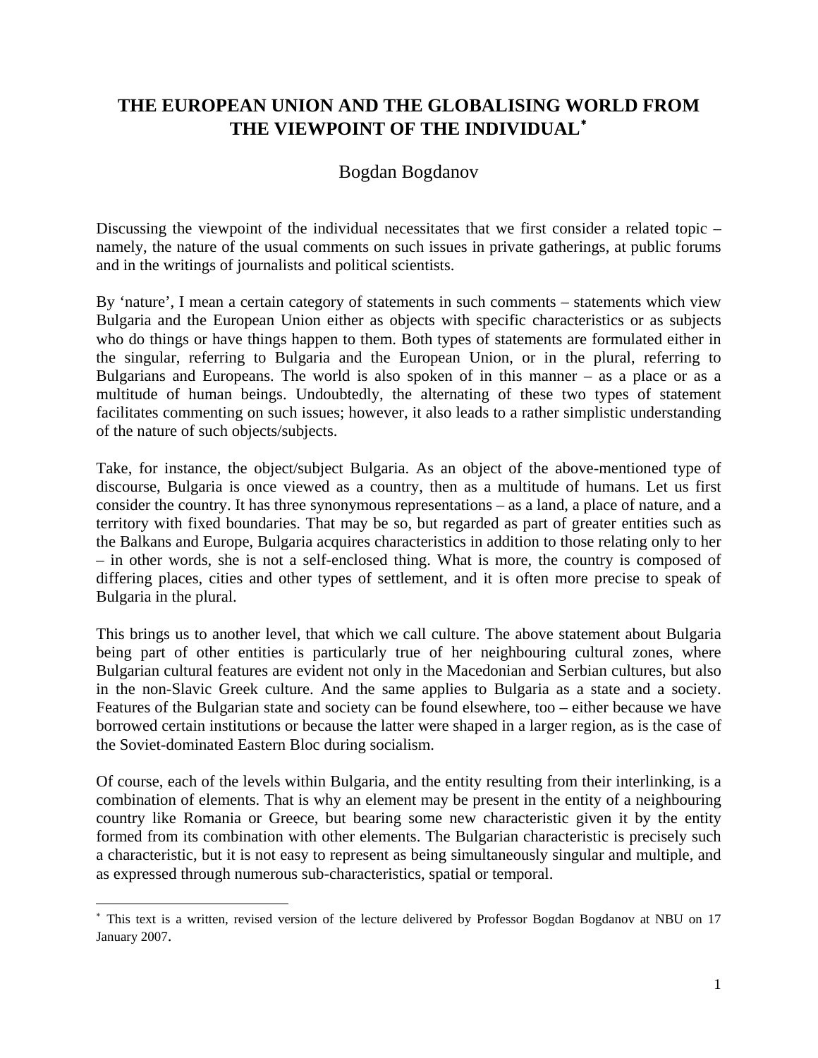# THE EUROPEAN UNION AND THE GLOBALISING WORLD FROM THE VIEWPOINT OF THE INDIVIDUAL[*]

Bogdan Bogdanov

Discussing the viewpoint of the individual necessitates that we first consider a related topic – namely, the nature of the usual comments on such issues in private gatherings, at public forums and in the writings of journalists and political scientists.

By 'nature', I mean a certain category of statements in such comments – statements which view Bulgaria and the European Union either as objects with specific characteristics or as subjects who do things or have things happen to them. Both types of statements are formulated either in the singular, referring to Bulgaria and the European Union, or in the plural, referring to Bulgarians and Europeans. The world is also spoken of in this manner – as a place or as a multitude of human beings. Undoubtedly, the alternating of these two types of statement facilitates commenting on such issues; however, it also leads to a rather simplistic understanding of the nature of such objects/subjects.

Take, for instance, the object/subject Bulgaria. As an object of the above-mentioned type of discourse, Bulgaria is once viewed as a country, then as a multitude of humans. Let us first consider the country. It has three synonymous representations – as a land, a place of nature, and a territory with fixed boundaries. That may be so, but regarded as part of greater entities such as the Balkans and Europe, Bulgaria acquires characteristics in addition to those relating only to her – in other words, she is not a self-enclosed thing. What is more, the country is composed of differing places, cities and other types of settlement, and it is often more precise to speak of Bulgaria in the plural.

This brings us to another level, that which we call culture. The above statement about Bulgaria being part of other entities is particularly true of her neighbouring cultural zones, where Bulgarian cultural features are evident not only in the Macedonian and Serbian cultures, but also in the non-Slavic Greek culture. And the same applies to Bulgaria as a state and a society. Features of the Bulgarian state and society can be found elsewhere, too – either because we have borrowed certain institutions or because the latter were shaped in a larger region, as is the case of the Soviet-dominated Eastern Bloc during socialism.

Of course, each of the levels within Bulgaria, and the entity resulting from their interlinking, is a combination of elements. That is why an element may be present in the entity of a neighbouring country like Romania or Greece, but bearing some new characteristic given it by the entity formed from its combination with other elements. The Bulgarian characteristic is precisely such a characteristic, but it is not easy to represent as being simultaneously singular and multiple, and as expressed through numerous sub-characteristics, spatial or temporal.

---

[*] This text is a written, revised version of the lecture delivered by Professor Bogdan Bogdanov at NBU on 17 January 2007.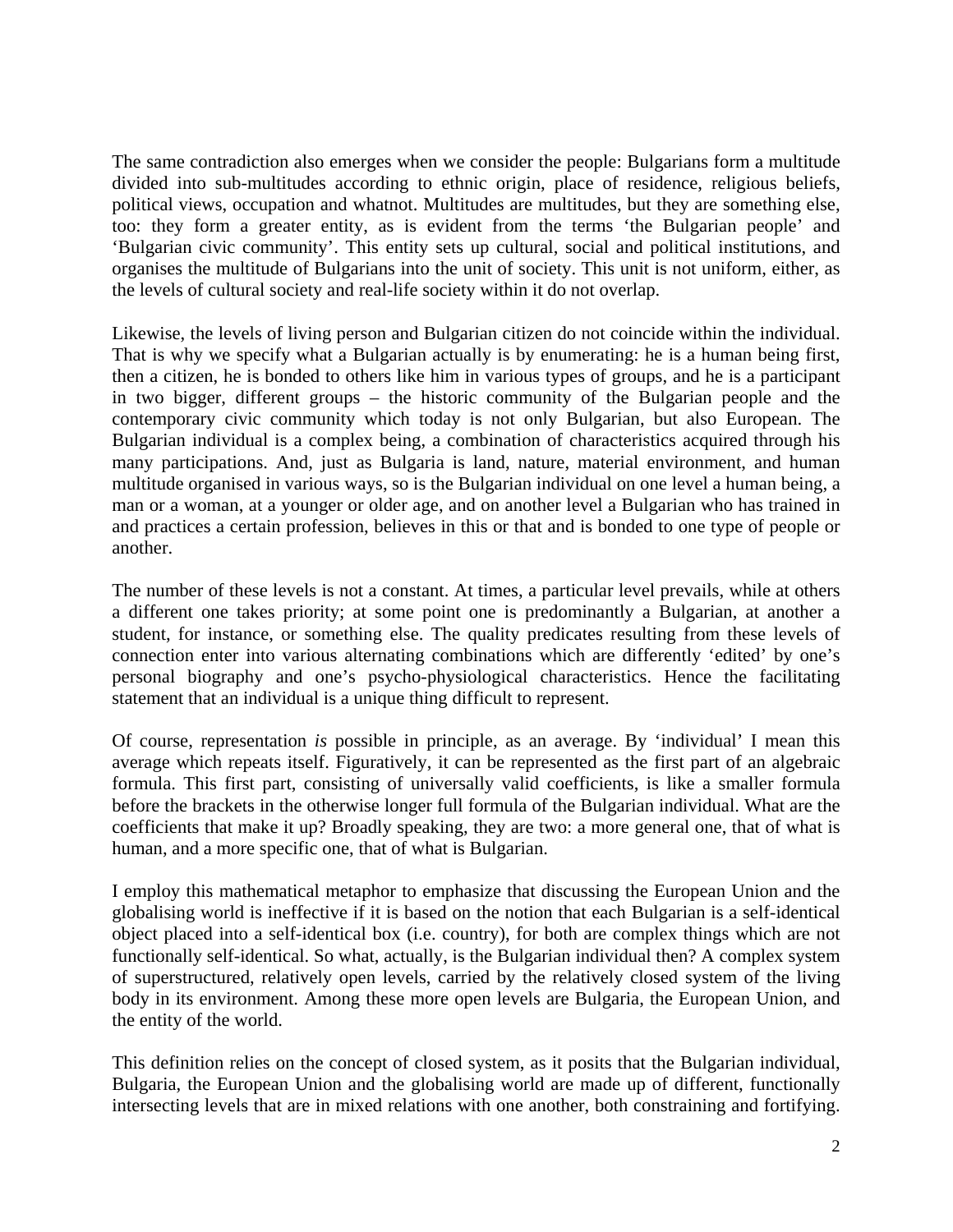The same contradiction also emerges when we consider the people: Bulgarians form a multitude divided into sub-multitudes according to ethnic origin, place of residence, religious beliefs, political views, occupation and whatnot. Multitudes are multitudes, but they are something else, too: they form a greater entity, as is evident from the terms 'the Bulgarian people' and 'Bulgarian civic community'. This entity sets up cultural, social and political institutions, and organises the multitude of Bulgarians into the unit of society. This unit is not uniform, either, as the levels of cultural society and real-life society within it do not overlap.

Likewise, the levels of living person and Bulgarian citizen do not coincide within the individual. That is why we specify what a Bulgarian actually is by enumerating: he is a human being first, then a citizen, he is bonded to others like him in various types of groups, and he is a participant in two bigger, different groups – the historic community of the Bulgarian people and the contemporary civic community which today is not only Bulgarian, but also European. The Bulgarian individual is a complex being, a combination of characteristics acquired through his many participations. And, just as Bulgaria is land, nature, material environment, and human multitude organised in various ways, so is the Bulgarian individual on one level a human being, a man or a woman, at a younger or older age, and on another level a Bulgarian who has trained in and practices a certain profession, believes in this or that and is bonded to one type of people or another.

The number of these levels is not a constant. At times, a particular level prevails, while at others a different one takes priority; at some point one is predominantly a Bulgarian, at another a student, for instance, or something else. The quality predicates resulting from these levels of connection enter into various alternating combinations which are differently 'edited' by one's personal biography and one's psycho-physiological characteristics. Hence the facilitating statement that an individual is a unique thing difficult to represent.

Of course, representation *is* possible in principle, as an average. By 'individual' I mean this average which repeats itself. Figuratively, it can be represented as the first part of an algebraic formula. This first part, consisting of universally valid coefficients, is like a smaller formula before the brackets in the otherwise longer full formula of the Bulgarian individual. What are the coefficients that make it up? Broadly speaking, they are two: a more general one, that of what is human, and a more specific one, that of what is Bulgarian.

I employ this mathematical metaphor to emphasize that discussing the European Union and the globalising world is ineffective if it is based on the notion that each Bulgarian is a self-identical object placed into a self-identical box (i.e. country), for both are complex things which are not functionally self-identical. So what, actually, is the Bulgarian individual then? A complex system of superstructured, relatively open levels, carried by the relatively closed system of the living body in its environment. Among these more open levels are Bulgaria, the European Union, and the entity of the world.

This definition relies on the concept of closed system, as it posits that the Bulgarian individual, Bulgaria, the European Union and the globalising world are made up of different, functionally intersecting levels that are in mixed relations with one another, both constraining and fortifying.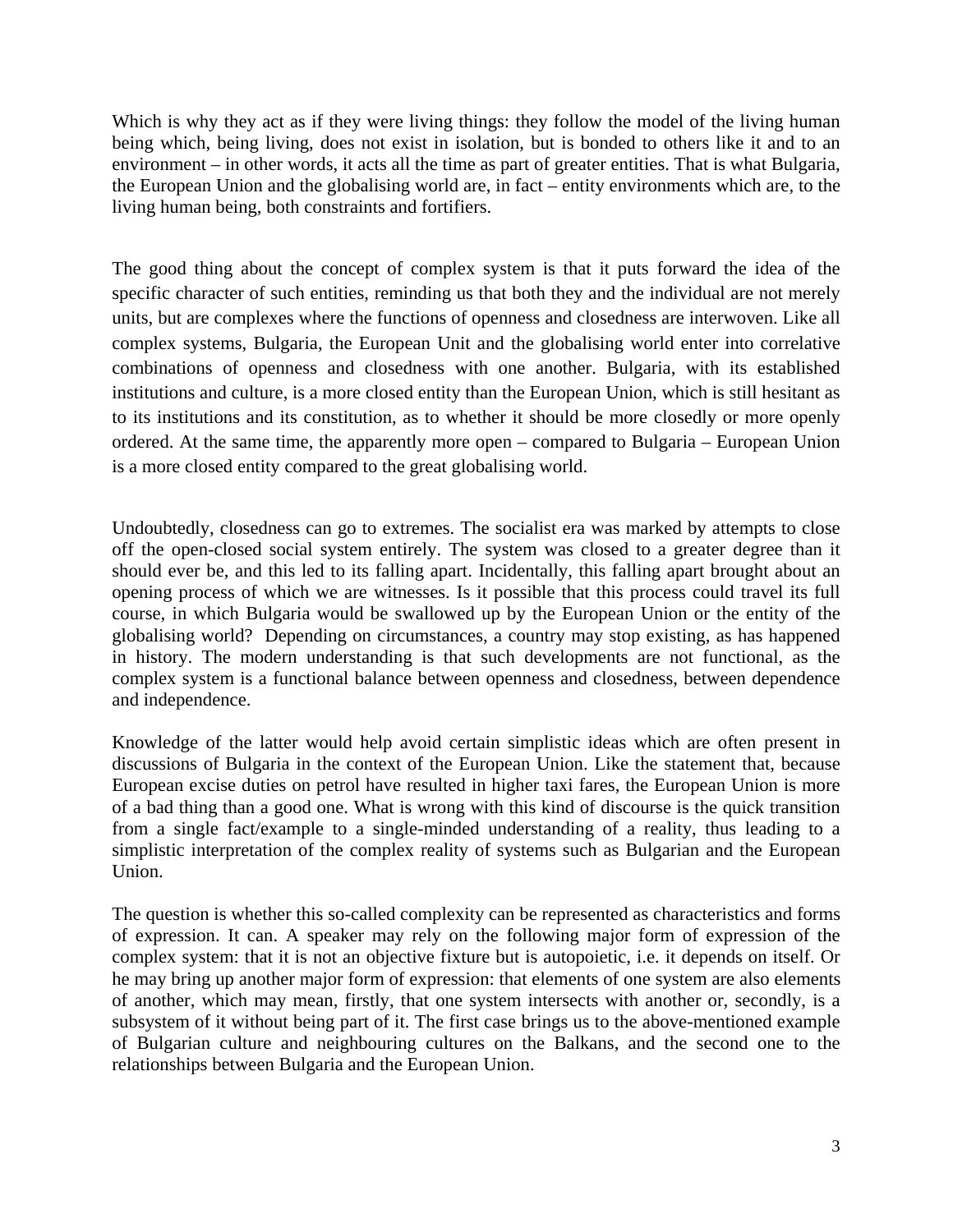Which is why they act as if they were living things: they follow the model of the living human being which, being living, does not exist in isolation, but is bonded to others like it and to an environment – in other words, it acts all the time as part of greater entities. That is what Bulgaria, the European Union and the globalising world are, in fact – entity environments which are, to the living human being, both constraints and fortifiers.

The good thing about the concept of complex system is that it puts forward the idea of the specific character of such entities, reminding us that both they and the individual are not merely units, but are complexes where the functions of openness and closedness are interwoven. Like all complex systems, Bulgaria, the European Unit and the globalising world enter into correlative combinations of openness and closedness with one another. Bulgaria, with its established institutions and culture, is a more closed entity than the European Union, which is still hesitant as to its institutions and its constitution, as to whether it should be more closedly or more openly ordered. At the same time, the apparently more open – compared to Bulgaria – European Union is a more closed entity compared to the great globalising world.

Undoubtedly, closedness can go to extremes. The socialist era was marked by attempts to close off the open-closed social system entirely. The system was closed to a greater degree than it should ever be, and this led to its falling apart. Incidentally, this falling apart brought about an opening process of which we are witnesses. Is it possible that this process could travel its full course, in which Bulgaria would be swallowed up by the European Union or the entity of the globalising world? Depending on circumstances, a country may stop existing, as has happened in history. The modern understanding is that such developments are not functional, as the complex system is a functional balance between openness and closedness, between dependence and independence.

Knowledge of the latter would help avoid certain simplistic ideas which are often present in discussions of Bulgaria in the context of the European Union. Like the statement that, because European excise duties on petrol have resulted in higher taxi fares, the European Union is more of a bad thing than a good one. What is wrong with this kind of discourse is the quick transition from a single fact/example to a single-minded understanding of a reality, thus leading to a simplistic interpretation of the complex reality of systems such as Bulgarian and the European Union.

The question is whether this so-called complexity can be represented as characteristics and forms of expression. It can. A speaker may rely on the following major form of expression of the complex system: that it is not an objective fixture but is autopoietic, i.e. it depends on itself. Or he may bring up another major form of expression: that elements of one system are also elements of another, which may mean, firstly, that one system intersects with another or, secondly, is a subsystem of it without being part of it. The first case brings us to the above-mentioned example of Bulgarian culture and neighbouring cultures on the Balkans, and the second one to the relationships between Bulgaria and the European Union.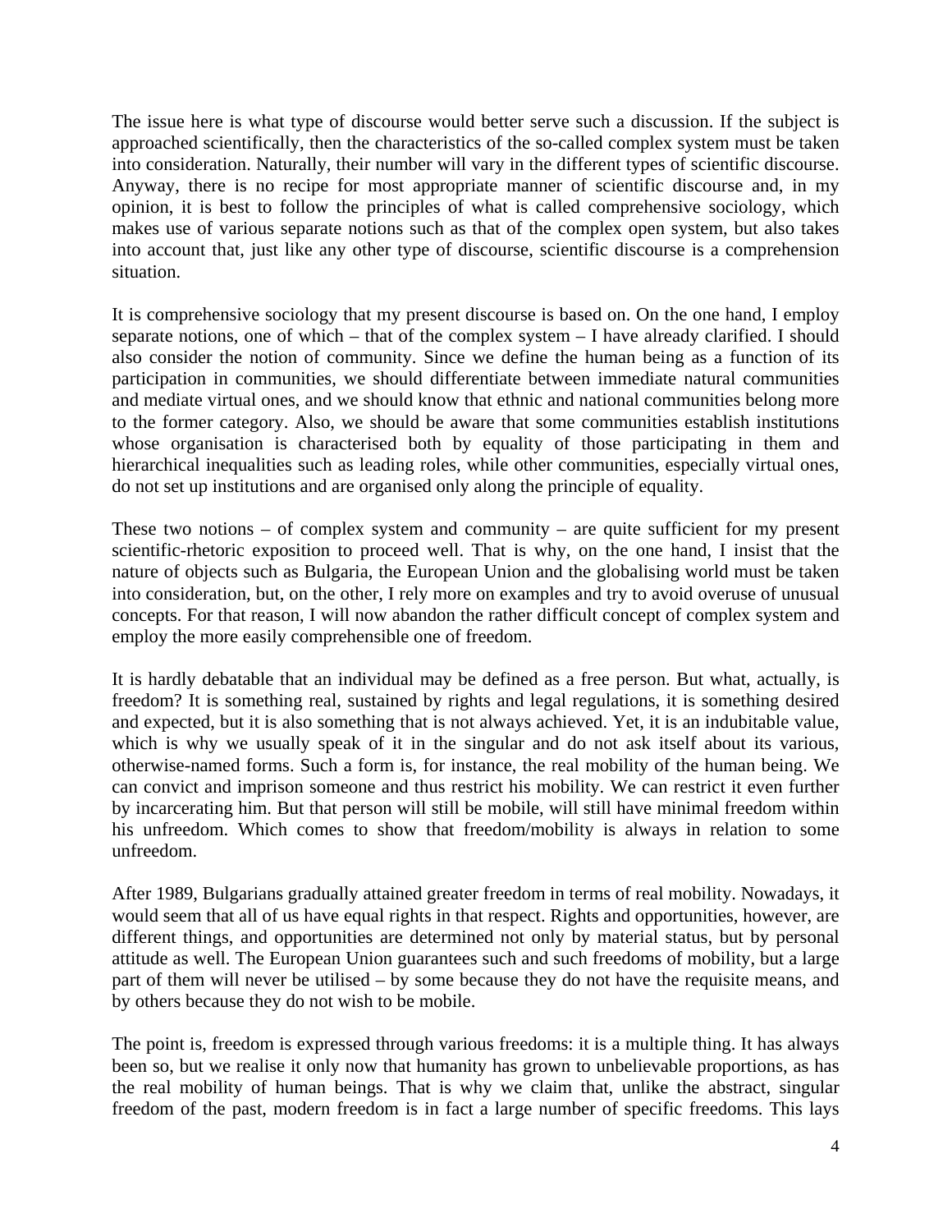The issue here is what type of discourse would better serve such a discussion. If the subject is approached scientifically, then the characteristics of the so-called complex system must be taken into consideration. Naturally, their number will vary in the different types of scientific discourse. Anyway, there is no recipe for most appropriate manner of scientific discourse and, in my opinion, it is best to follow the principles of what is called comprehensive sociology, which makes use of various separate notions such as that of the complex open system, but also takes into account that, just like any other type of discourse, scientific discourse is a comprehension situation.

It is comprehensive sociology that my present discourse is based on. On the one hand, I employ separate notions, one of which – that of the complex system – I have already clarified. I should also consider the notion of community. Since we define the human being as a function of its participation in communities, we should differentiate between immediate natural communities and mediate virtual ones, and we should know that ethnic and national communities belong more to the former category. Also, we should be aware that some communities establish institutions whose organisation is characterised both by equality of those participating in them and hierarchical inequalities such as leading roles, while other communities, especially virtual ones, do not set up institutions and are organised only along the principle of equality.

These two notions – of complex system and community – are quite sufficient for my present scientific-rhetoric exposition to proceed well. That is why, on the one hand, I insist that the nature of objects such as Bulgaria, the European Union and the globalising world must be taken into consideration, but, on the other, I rely more on examples and try to avoid overuse of unusual concepts. For that reason, I will now abandon the rather difficult concept of complex system and employ the more easily comprehensible one of freedom.

It is hardly debatable that an individual may be defined as a free person. But what, actually, is freedom? It is something real, sustained by rights and legal regulations, it is something desired and expected, but it is also something that is not always achieved. Yet, it is an indubitable value, which is why we usually speak of it in the singular and do not ask itself about its various, otherwise-named forms. Such a form is, for instance, the real mobility of the human being. We can convict and imprison someone and thus restrict his mobility. We can restrict it even further by incarcerating him. But that person will still be mobile, will still have minimal freedom within his unfreedom. Which comes to show that freedom/mobility is always in relation to some unfreedom.

After 1989, Bulgarians gradually attained greater freedom in terms of real mobility. Nowadays, it would seem that all of us have equal rights in that respect. Rights and opportunities, however, are different things, and opportunities are determined not only by material status, but by personal attitude as well. The European Union guarantees such and such freedoms of mobility, but a large part of them will never be utilised – by some because they do not have the requisite means, and by others because they do not wish to be mobile.

The point is, freedom is expressed through various freedoms: it is a multiple thing. It has always been so, but we realise it only now that humanity has grown to unbelievable proportions, as has the real mobility of human beings. That is why we claim that, unlike the abstract, singular freedom of the past, modern freedom is in fact a large number of specific freedoms. This lays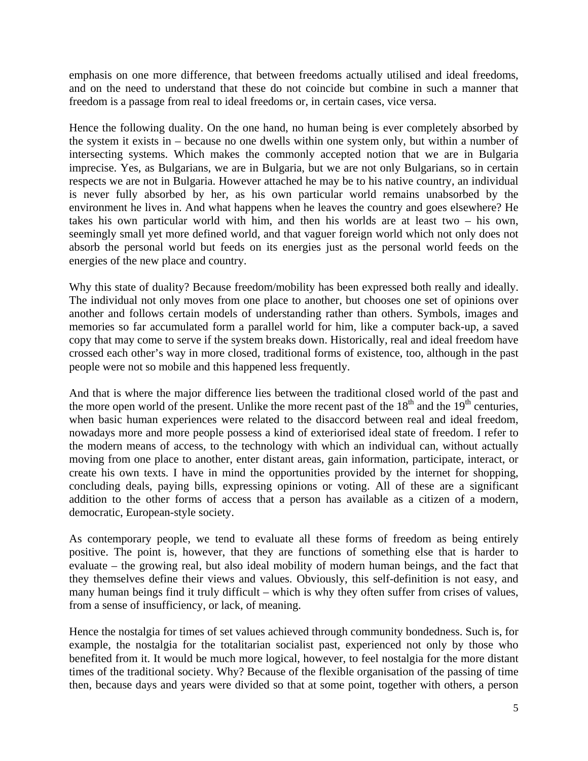emphasis on one more difference, that between freedoms actually utilised and ideal freedoms, and on the need to understand that these do not coincide but combine in such a manner that freedom is a passage from real to ideal freedoms or, in certain cases, vice versa.

Hence the following duality. On the one hand, no human being is ever completely absorbed by the system it exists in – because no one dwells within one system only, but within a number of intersecting systems. Which makes the commonly accepted notion that we are in Bulgaria imprecise. Yes, as Bulgarians, we are in Bulgaria, but we are not only Bulgarians, so in certain respects we are not in Bulgaria. However attached he may be to his native country, an individual is never fully absorbed by her, as his own particular world remains unabsorbed by the environment he lives in. And what happens when he leaves the country and goes elsewhere? He takes his own particular world with him, and then his worlds are at least two – his own, seemingly small yet more defined world, and that vaguer foreign world which not only does not absorb the personal world but feeds on its energies just as the personal world feeds on the energies of the new place and country.

Why this state of duality? Because freedom/mobility has been expressed both really and ideally. The individual not only moves from one place to another, but chooses one set of opinions over another and follows certain models of understanding rather than others. Symbols, images and memories so far accumulated form a parallel world for him, like a computer back-up, a saved copy that may come to serve if the system breaks down. Historically, real and ideal freedom have crossed each other's way in more closed, traditional forms of existence, too, although in the past people were not so mobile and this happened less frequently.

And that is where the major difference lies between the traditional closed world of the past and the more open world of the present. Unlike the more recent past of the 18th and the 19th centuries, when basic human experiences were related to the disaccord between real and ideal freedom, nowadays more and more people possess a kind of exteriorised ideal state of freedom. I refer to the modern means of access, to the technology with which an individual can, without actually moving from one place to another, enter distant areas, gain information, participate, interact, or create his own texts. I have in mind the opportunities provided by the internet for shopping, concluding deals, paying bills, expressing opinions or voting. All of these are a significant addition to the other forms of access that a person has available as a citizen of a modern, democratic, European-style society.

As contemporary people, we tend to evaluate all these forms of freedom as being entirely positive. The point is, however, that they are functions of something else that is harder to evaluate – the growing real, but also ideal mobility of modern human beings, and the fact that they themselves define their views and values. Obviously, this self-definition is not easy, and many human beings find it truly difficult – which is why they often suffer from crises of values, from a sense of insufficiency, or lack, of meaning.

Hence the nostalgia for times of set values achieved through community bondedness. Such is, for example, the nostalgia for the totalitarian socialist past, experienced not only by those who benefited from it. It would be much more logical, however, to feel nostalgia for the more distant times of the traditional society. Why? Because of the flexible organisation of the passing of time then, because days and years were divided so that at some point, together with others, a person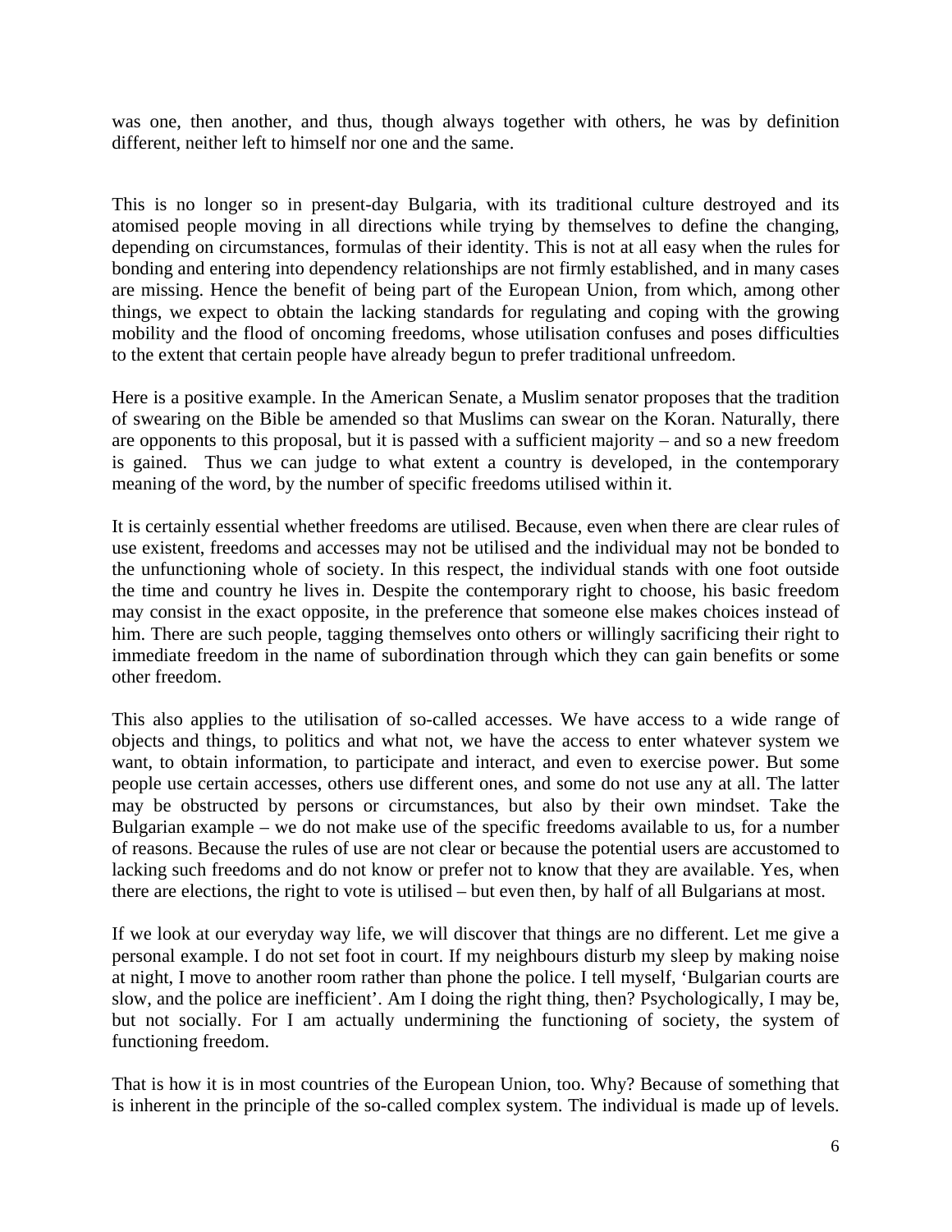was one, then another, and thus, though always together with others, he was by definition different, neither left to himself nor one and the same.

This is no longer so in present-day Bulgaria, with its traditional culture destroyed and its atomised people moving in all directions while trying by themselves to define the changing, depending on circumstances, formulas of their identity. This is not at all easy when the rules for bonding and entering into dependency relationships are not firmly established, and in many cases are missing. Hence the benefit of being part of the European Union, from which, among other things, we expect to obtain the lacking standards for regulating and coping with the growing mobility and the flood of oncoming freedoms, whose utilisation confuses and poses difficulties to the extent that certain people have already begun to prefer traditional unfreedom.

Here is a positive example. In the American Senate, a Muslim senator proposes that the tradition of swearing on the Bible be amended so that Muslims can swear on the Koran. Naturally, there are opponents to this proposal, but it is passed with a sufficient majority – and so a new freedom is gained. Thus we can judge to what extent a country is developed, in the contemporary meaning of the word, by the number of specific freedoms utilised within it.

It is certainly essential whether freedoms are utilised. Because, even when there are clear rules of use existent, freedoms and accesses may not be utilised and the individual may not be bonded to the unfunctioning whole of society. In this respect, the individual stands with one foot outside the time and country he lives in. Despite the contemporary right to choose, his basic freedom may consist in the exact opposite, in the preference that someone else makes choices instead of him. There are such people, tagging themselves onto others or willingly sacrificing their right to immediate freedom in the name of subordination through which they can gain benefits or some other freedom.

This also applies to the utilisation of so-called accesses. We have access to a wide range of objects and things, to politics and what not, we have the access to enter whatever system we want, to obtain information, to participate and interact, and even to exercise power. But some people use certain accesses, others use different ones, and some do not use any at all. The latter may be obstructed by persons or circumstances, but also by their own mindset. Take the Bulgarian example – we do not make use of the specific freedoms available to us, for a number of reasons. Because the rules of use are not clear or because the potential users are accustomed to lacking such freedoms and do not know or prefer not to know that they are available. Yes, when there are elections, the right to vote is utilised – but even then, by half of all Bulgarians at most.

If we look at our everyday way life, we will discover that things are no different. Let me give a personal example. I do not set foot in court. If my neighbours disturb my sleep by making noise at night, I move to another room rather than phone the police. I tell myself, 'Bulgarian courts are slow, and the police are inefficient'. Am I doing the right thing, then? Psychologically, I may be, but not socially. For I am actually undermining the functioning of society, the system of functioning freedom.

That is how it is in most countries of the European Union, too. Why? Because of something that is inherent in the principle of the so-called complex system. The individual is made up of levels.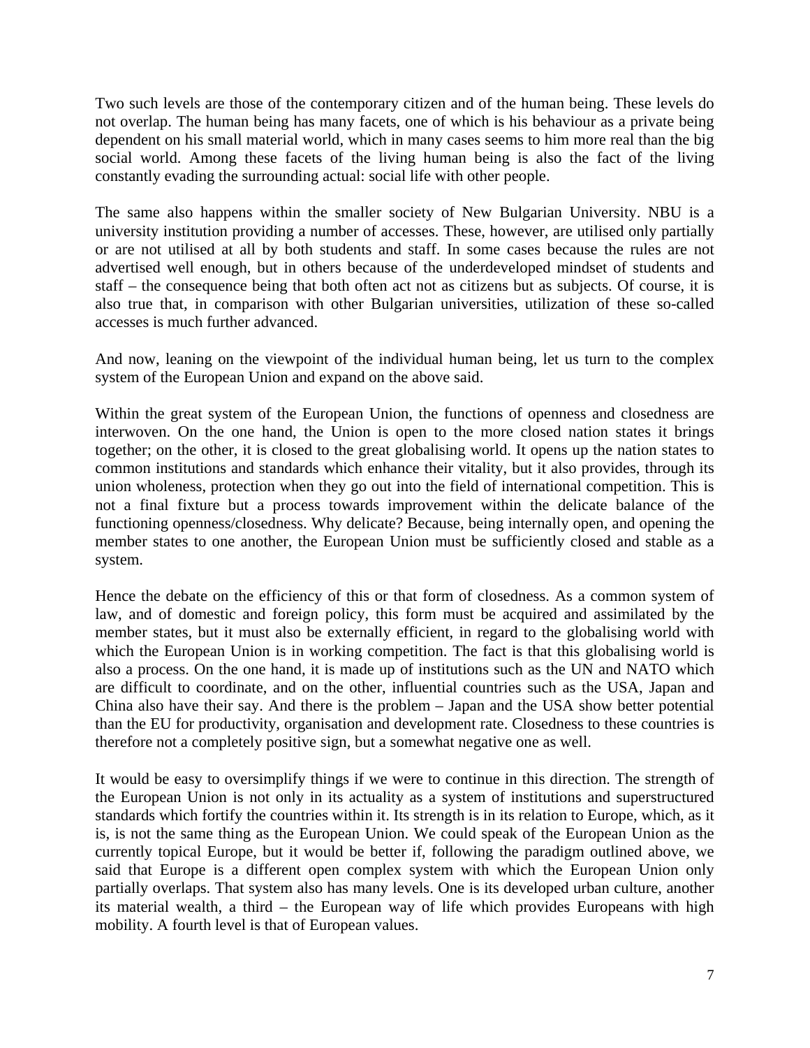Two such levels are those of the contemporary citizen and of the human being. These levels do not overlap. The human being has many facets, one of which is his behaviour as a private being dependent on his small material world, which in many cases seems to him more real than the big social world. Among these facets of the living human being is also the fact of the living constantly evading the surrounding actual: social life with other people.

The same also happens within the smaller society of New Bulgarian University. NBU is a university institution providing a number of accesses. These, however, are utilised only partially or are not utilised at all by both students and staff. In some cases because the rules are not advertised well enough, but in others because of the underdeveloped mindset of students and staff – the consequence being that both often act not as citizens but as subjects. Of course, it is also true that, in comparison with other Bulgarian universities, utilization of these so-called accesses is much further advanced.

And now, leaning on the viewpoint of the individual human being, let us turn to the complex system of the European Union and expand on the above said.

Within the great system of the European Union, the functions of openness and closedness are interwoven. On the one hand, the Union is open to the more closed nation states it brings together; on the other, it is closed to the great globalising world. It opens up the nation states to common institutions and standards which enhance their vitality, but it also provides, through its union wholeness, protection when they go out into the field of international competition. This is not a final fixture but a process towards improvement within the delicate balance of the functioning openness/closedness. Why delicate? Because, being internally open, and opening the member states to one another, the European Union must be sufficiently closed and stable as a system.

Hence the debate on the efficiency of this or that form of closedness. As a common system of law, and of domestic and foreign policy, this form must be acquired and assimilated by the member states, but it must also be externally efficient, in regard to the globalising world with which the European Union is in working competition. The fact is that this globalising world is also a process. On the one hand, it is made up of institutions such as the UN and NATO which are difficult to coordinate, and on the other, influential countries such as the USA, Japan and China also have their say. And there is the problem – Japan and the USA show better potential than the EU for productivity, organisation and development rate. Closedness to these countries is therefore not a completely positive sign, but a somewhat negative one as well.

It would be easy to oversimplify things if we were to continue in this direction. The strength of the European Union is not only in its actuality as a system of institutions and superstructured standards which fortify the countries within it. Its strength is in its relation to Europe, which, as it is, is not the same thing as the European Union. We could speak of the European Union as the currently topical Europe, but it would be better if, following the paradigm outlined above, we said that Europe is a different open complex system with which the European Union only partially overlaps. That system also has many levels. One is its developed urban culture, another its material wealth, a third – the European way of life which provides Europeans with high mobility. A fourth level is that of European values.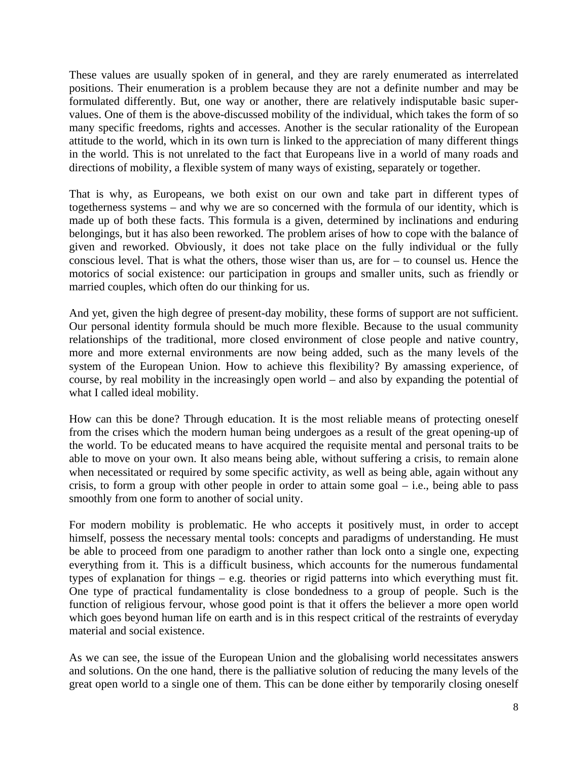These values are usually spoken of in general, and they are rarely enumerated as interrelated positions. Their enumeration is a problem because they are not a definite number and may be formulated differently. But, one way or another, there are relatively indisputable basic super-values. One of them is the above-discussed mobility of the individual, which takes the form of so many specific freedoms, rights and accesses. Another is the secular rationality of the European attitude to the world, which in its own turn is linked to the appreciation of many different things in the world. This is not unrelated to the fact that Europeans live in a world of many roads and directions of mobility, a flexible system of many ways of existing, separately or together.

That is why, as Europeans, we both exist on our own and take part in different types of togetherness systems – and why we are so concerned with the formula of our identity, which is made up of both these facts. This formula is a given, determined by inclinations and enduring belongings, but it has also been reworked. The problem arises of how to cope with the balance of given and reworked. Obviously, it does not take place on the fully individual or the fully conscious level. That is what the others, those wiser than us, are for – to counsel us. Hence the motorics of social existence: our participation in groups and smaller units, such as friendly or married couples, which often do our thinking for us.

And yet, given the high degree of present-day mobility, these forms of support are not sufficient. Our personal identity formula should be much more flexible. Because to the usual community relationships of the traditional, more closed environment of close people and native country, more and more external environments are now being added, such as the many levels of the system of the European Union. How to achieve this flexibility? By amassing experience, of course, by real mobility in the increasingly open world – and also by expanding the potential of what I called ideal mobility.

How can this be done? Through education. It is the most reliable means of protecting oneself from the crises which the modern human being undergoes as a result of the great opening-up of the world. To be educated means to have acquired the requisite mental and personal traits to be able to move on your own. It also means being able, without suffering a crisis, to remain alone when necessitated or required by some specific activity, as well as being able, again without any crisis, to form a group with other people in order to attain some goal – i.e., being able to pass smoothly from one form to another of social unity.

For modern mobility is problematic. He who accepts it positively must, in order to accept himself, possess the necessary mental tools: concepts and paradigms of understanding. He must be able to proceed from one paradigm to another rather than lock onto a single one, expecting everything from it. This is a difficult business, which accounts for the numerous fundamental types of explanation for things – e.g. theories or rigid patterns into which everything must fit. One type of practical fundamentality is close bondedness to a group of people. Such is the function of religious fervour, whose good point is that it offers the believer a more open world which goes beyond human life on earth and is in this respect critical of the restraints of everyday material and social existence.

As we can see, the issue of the European Union and the globalising world necessitates answers and solutions. On the one hand, there is the palliative solution of reducing the many levels of the great open world to a single one of them. This can be done either by temporarily closing oneself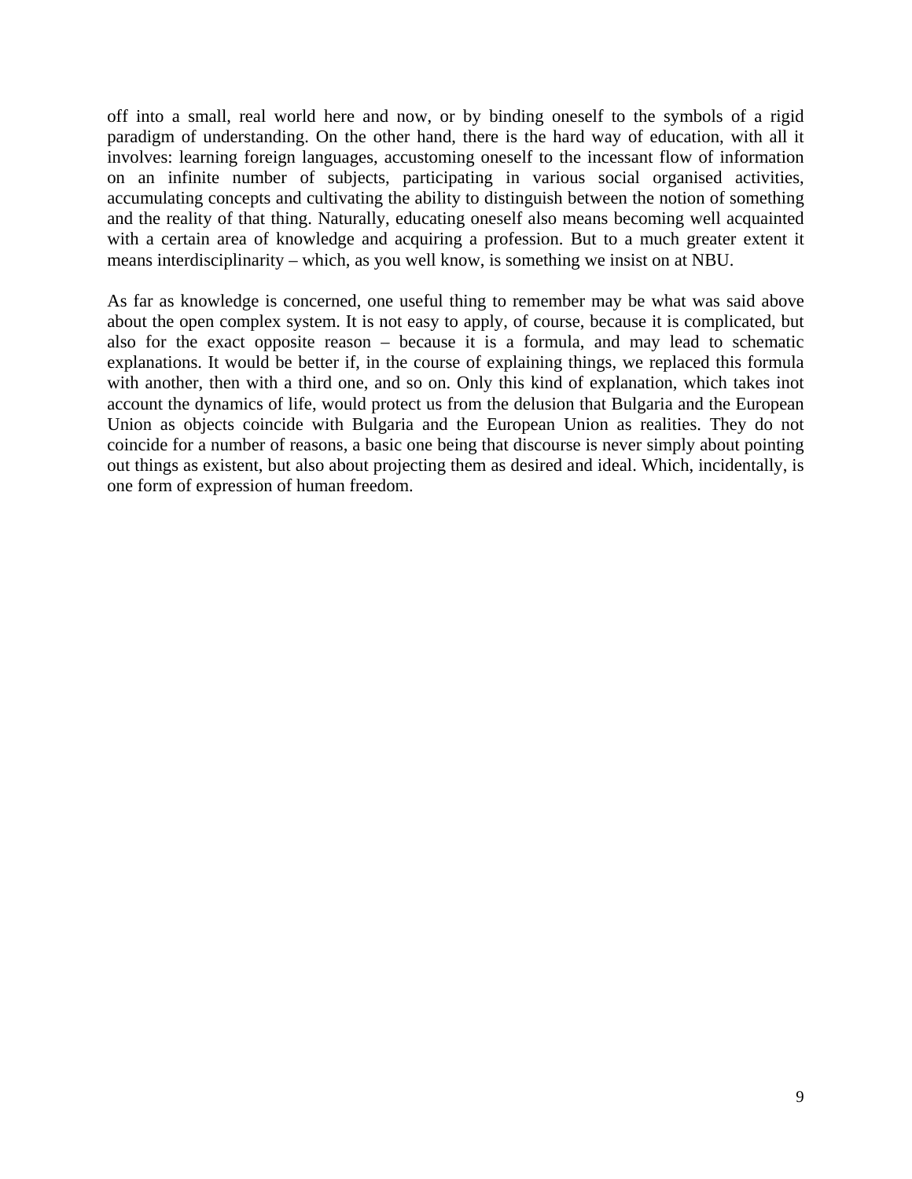off into a small, real world here and now, or by binding oneself to the symbols of a rigid paradigm of understanding. On the other hand, there is the hard way of education, with all it involves: learning foreign languages, accustoming oneself to the incessant flow of information on an infinite number of subjects, participating in various social organised activities, accumulating concepts and cultivating the ability to distinguish between the notion of something and the reality of that thing. Naturally, educating oneself also means becoming well acquainted with a certain area of knowledge and acquiring a profession. But to a much greater extent it means interdisciplinarity – which, as you well know, is something we insist on at NBU.

As far as knowledge is concerned, one useful thing to remember may be what was said above about the open complex system. It is not easy to apply, of course, because it is complicated, but also for the exact opposite reason – because it is a formula, and may lead to schematic explanations. It would be better if, in the course of explaining things, we replaced this formula with another, then with a third one, and so on. Only this kind of explanation, which takes inot account the dynamics of life, would protect us from the delusion that Bulgaria and the European Union as objects coincide with Bulgaria and the European Union as realities. They do not coincide for a number of reasons, a basic one being that discourse is never simply about pointing out things as existent, but also about projecting them as desired and ideal. Which, incidentally, is one form of expression of human freedom.